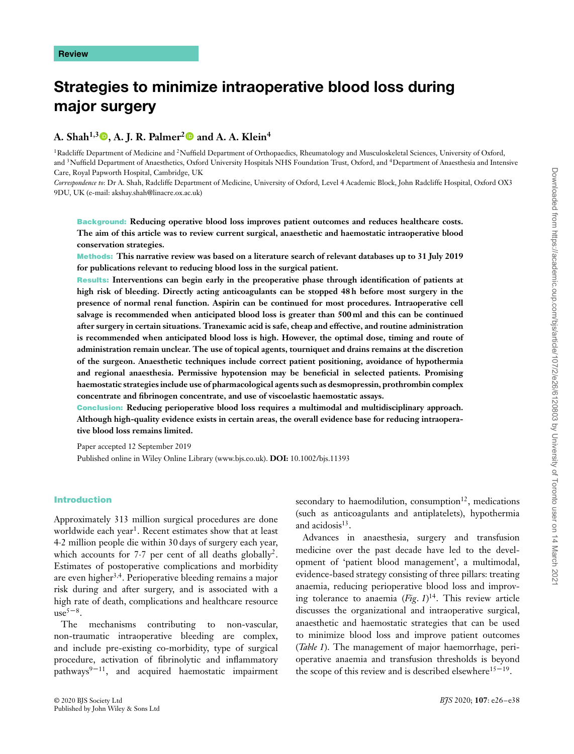Review

# Strategies to minimize intraoperative blood loss during major surgery

**A. Shah[1,3], A. J. R. Palmer[2] and A. A. Klein[4]**

[1]Radcliffe Department of Medicine and [2]Nuffield Department of Orthopaedics, Rheumatology and Musculoskeletal Sciences, University of Oxford, and [3]Nuffield Department of Anaesthetics, Oxford University Hospitals NHS Foundation Trust, Oxford, and [4]Department of Anaesthesia and Intensive Care, Royal Papworth Hospital, Cambridge, UK

*Correspondence to*: Dr A. Shah, Radcliffe Department of Medicine, University of Oxford, Level 4 Academic Block, John Radcliffe Hospital, Oxford OX3 9DU, UK (e-mail: akshay.shah@linacre.ox.ac.uk)

**Background: Reducing operative blood loss improves patient outcomes and reduces healthcare costs. The aim of this article was to review current surgical, anaesthetic and haemostatic intraoperative blood conservation strategies.**

**Methods: This narrative review was based on a literature search of relevant databases up to 31 July 2019 for publications relevant to reducing blood loss in the surgical patient.**

**Results: Interventions can begin early in the preoperative phase through identification of patients at high risk of bleeding. Directly acting anticoagulants can be stopped 48 h before most surgery in the presence of normal renal function. Aspirin can be continued for most procedures. Intraoperative cell salvage is recommended when anticipated blood loss is greater than 500 ml and this can be continued after surgery in certain situations. Tranexamic acid is safe, cheap and effective, and routine administration is recommended when anticipated blood loss is high. However, the optimal dose, timing and route of administration remain unclear. The use of topical agents, tourniquet and drains remains at the discretion of the surgeon. Anaesthetic techniques include correct patient positioning, avoidance of hypothermia and regional anaesthesia. Permissive hypotension may be beneficial in selected patients. Promising haemostatic strategies include use of pharmacological agents such as desmopressin, prothrombin complex concentrate and fibrinogen concentrate, and use of viscoelastic haemostatic assays.**

**Conclusion: Reducing perioperative blood loss requires a multimodal and multidisciplinary approach. Although high-quality evidence exists in certain areas, the overall evidence base for reducing intraoperative blood loss remains limited.**

Paper accepted 12 September 2019

Published online in Wiley Online Library (www.bjs.co.uk). **DOI:** 10.1002/bjs.11393

## Introduction

Approximately 313 million surgical procedures are done worldwide each year[1]. Recent estimates show that at least 4·2 million people die within 30 days of surgery each year, which accounts for 7·7 per cent of all deaths globally[2]. Estimates of postoperative complications and morbidity are even higher[3,4]. Perioperative bleeding remains a major risk during and after surgery, and is associated with a high rate of death, complications and healthcare resource use[5–8].

The mechanisms contributing to non-vascular, non-traumatic intraoperative bleeding are complex, and include pre-existing co-morbidity, type of surgical procedure, activation of fibrinolytic and inflammatory pathways[9–11], and acquired haemostatic impairment secondary to haemodilution, consumption[12], medications (such as anticoagulants and antiplatelets), hypothermia and acidosis[13].

Advances in anaesthesia, surgery and transfusion medicine over the past decade have led to the development of 'patient blood management', a multimodal, evidence-based strategy consisting of three pillars: treating anaemia, reducing perioperative blood loss and improving tolerance to anaemia (*Fig. 1*)[14]. This review article discusses the organizational and intraoperative surgical, anaesthetic and haemostatic strategies that can be used to minimize blood loss and improve patient outcomes (*Table 1*). The management of major haemorrhage, perioperative anaemia and transfusion thresholds is beyond the scope of this review and is described elsewhere[15–19].

© 2020 BJS Society Ltd
Published by John Wiley & Sons Ltd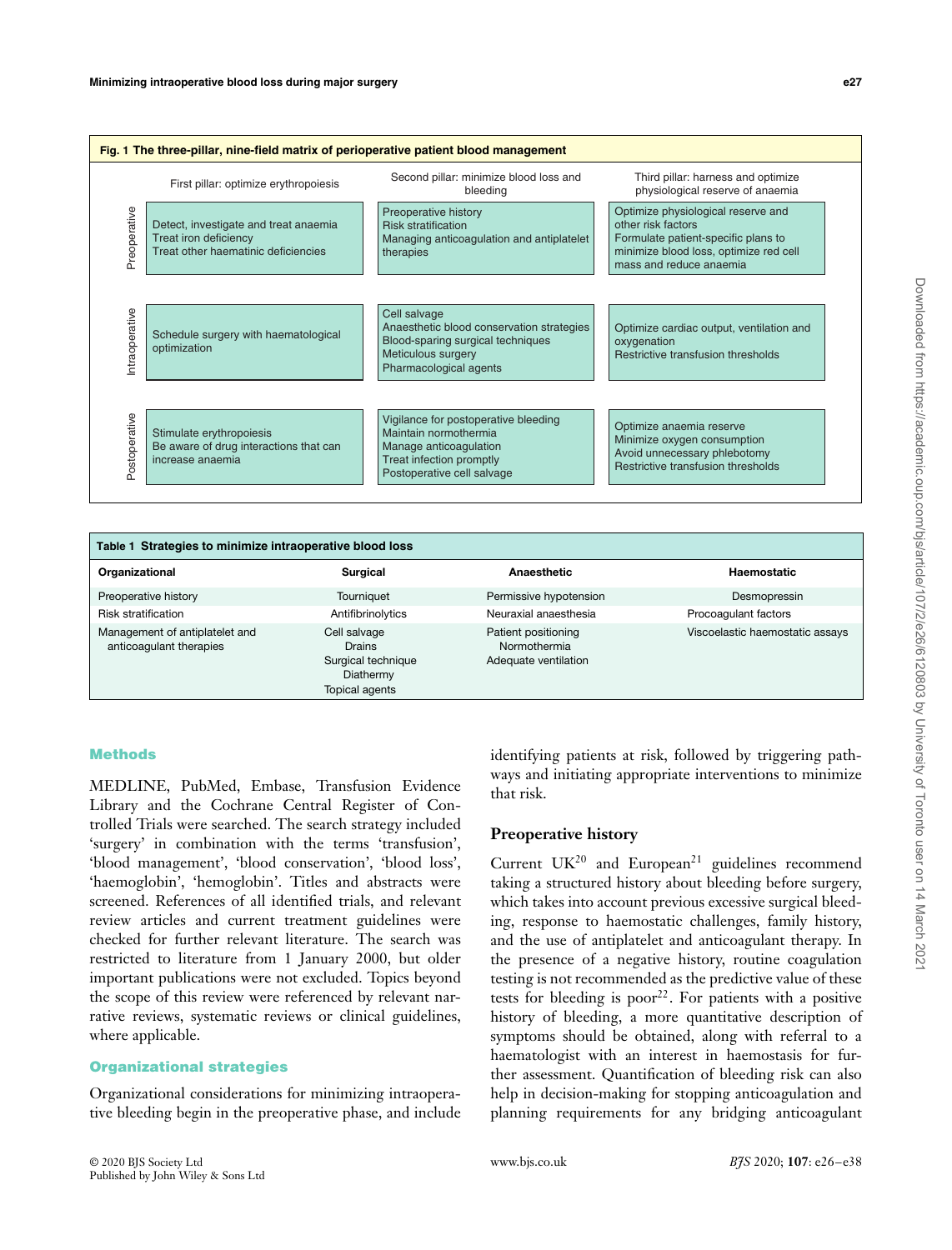**Fig. 1 The three-pillar, nine-field matrix of perioperative patient blood management**

| | First pillar: optimize erythropoiesis | Second pillar: minimize blood loss and bleeding | Third pillar: harness and optimize physiological reserve of anaemia |
|---|---|---|---|
| Preoperative | Detect, investigate and treat anaemia<br>Treat iron deficiency<br>Treat other haematinic deficiencies | Preoperative history<br>Risk stratification<br>Managing anticoagulation and antiplatelet therapies | Optimize physiological reserve and other risk factors<br>Formulate patient-specific plans to minimize blood loss, optimize red cell mass and reduce anaemia |
| Intraoperative | Schedule surgery with haematological optimization | Cell salvage<br>Anaesthetic blood conservation strategies<br>Blood-sparing surgical techniques<br>Meticulous surgery<br>Pharmacological agents | Optimize cardiac output, ventilation and oxygenation<br>Restrictive transfusion thresholds |
| Postoperative | Stimulate erythropoiesis<br>Be aware of drug interactions that can increase anaemia | Vigilance for postoperative bleeding<br>Maintain normothermia<br>Manage anticoagulation<br>Treat infection promptly<br>Postoperative cell salvage | Optimize anaemia reserve<br>Minimize oxygen consumption<br>Avoid unnecessary phlebotomy<br>Restrictive transfusion thresholds |

**Table 1** Strategies to minimize intraoperative blood loss

| Organizational | Surgical | Anaesthetic | Haemostatic |
|---|---|---|---|
| Preoperative history | Tourniquet | Permissive hypotension | Desmopressin |
| Risk stratification | Antifibrinolytics | Neuraxial anaesthesia | Procoagulant factors |
| Management of antiplatelet and anticoagulant therapies | Cell salvage<br>Drains<br>Surgical technique<br>Diathermy<br>Topical agents | Patient positioning<br>Normothermia<br>Adequate ventilation | Viscoelastic haemostatic assays |

## Methods

MEDLINE, PubMed, Embase, Transfusion Evidence Library and the Cochrane Central Register of Controlled Trials were searched. The search strategy included 'surgery' in combination with the terms 'transfusion', 'blood management', 'blood conservation', 'blood loss', 'haemoglobin', 'hemoglobin'. Titles and abstracts were screened. References of all identified trials, and relevant review articles and current treatment guidelines were checked for further relevant literature. The search was restricted to literature from 1 January 2000, but older important publications were not excluded. Topics beyond the scope of this review were referenced by relevant narrative reviews, systematic reviews or clinical guidelines, where applicable.

## Organizational strategies

Organizational considerations for minimizing intraoperative bleeding begin in the preoperative phase, and include identifying patients at risk, followed by triggering pathways and initiating appropriate interventions to minimize that risk.

### Preoperative history

Current UK[20] and European[21] guidelines recommend taking a structured history about bleeding before surgery, which takes into account previous excessive surgical bleeding, response to haemostatic challenges, family history, and the use of antiplatelet and anticoagulant therapy. In the presence of a negative history, routine coagulation testing is not recommended as the predictive value of these tests for bleeding is poor[22]. For patients with a positive history of bleeding, a more quantitative description of symptoms should be obtained, along with referral to a haematologist with an interest in haemostasis for further assessment. Quantification of bleeding risk can also help in decision-making for stopping anticoagulation and planning requirements for any bridging anticoagulant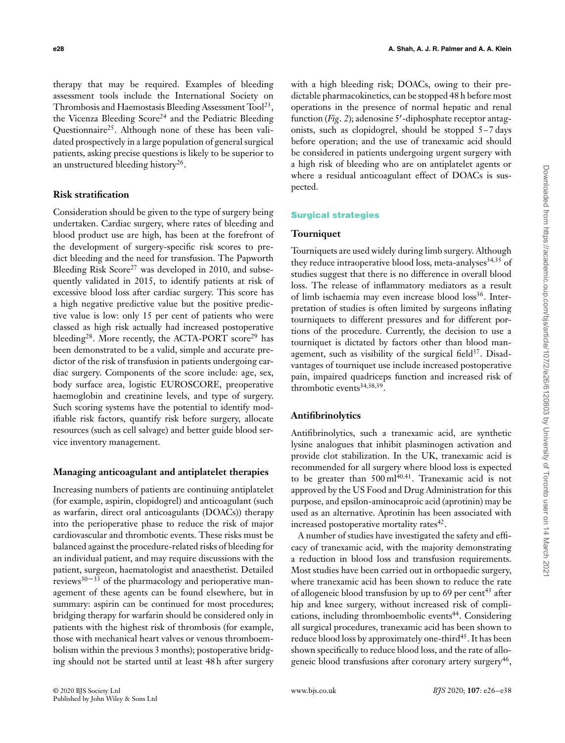therapy that may be required. Examples of bleeding assessment tools include the International Society on Thrombosis and Haemostasis Bleeding Assessment Tool[23], the Vicenza Bleeding Score[24] and the Pediatric Bleeding Questionnaire[25]. Although none of these has been validated prospectively in a large population of general surgical patients, asking precise questions is likely to be superior to an unstructured bleeding history[26].

### Risk stratification

Consideration should be given to the type of surgery being undertaken. Cardiac surgery, where rates of bleeding and blood product use are high, has been at the forefront of the development of surgery-specific risk scores to predict bleeding and the need for transfusion. The Papworth Bleeding Risk Score[27] was developed in 2010, and subsequently validated in 2015, to identify patients at risk of excessive blood loss after cardiac surgery. This score has a high negative predictive value but the positive predictive value is low: only 15 per cent of patients who were classed as high risk actually had increased postoperative bleeding[28]. More recently, the ACTA-PORT score[29] has been demonstrated to be a valid, simple and accurate predictor of the risk of transfusion in patients undergoing cardiac surgery. Components of the score include: age, sex, body surface area, logistic EUROSCORE, preoperative haemoglobin and creatinine levels, and type of surgery. Such scoring systems have the potential to identify modifiable risk factors, quantify risk before surgery, allocate resources (such as cell salvage) and better guide blood service inventory management.

### Managing anticoagulant and antiplatelet therapies

Increasing numbers of patients are continuing antiplatelet (for example, aspirin, clopidogrel) and anticoagulant (such as warfarin, direct oral anticoagulants (DOACs)) therapy into the perioperative phase to reduce the risk of major cardiovascular and thrombotic events. These risks must be balanced against the procedure-related risks of bleeding for an individual patient, and may require discussions with the patient, surgeon, haematologist and anaesthetist. Detailed reviews[30–33] of the pharmacology and perioperative management of these agents can be found elsewhere, but in summary: aspirin can be continued for most procedures; bridging therapy for warfarin should be considered only in patients with the highest risk of thrombosis (for example, those with mechanical heart valves or venous thromboembolism within the previous 3 months); postoperative bridging should not be started until at least 48 h after surgery with a high bleeding risk; DOACs, owing to their predictable pharmacokinetics, can be stopped 48 h before most operations in the presence of normal hepatic and renal function (*Fig. 2*); adenosine 5′-diphosphate receptor antagonists, such as clopidogrel, should be stopped 5–7 days before operation; and the use of tranexamic acid should be considered in patients undergoing urgent surgery with a high risk of bleeding who are on antiplatelet agents or where a residual anticoagulant effect of DOACs is suspected.

## Surgical strategies

### Tourniquet

Tourniquets are used widely during limb surgery. Although they reduce intraoperative blood loss, meta-analyses[34,35] of studies suggest that there is no difference in overall blood loss. The release of inflammatory mediators as a result of limb ischaemia may even increase blood loss[36]. Interpretation of studies is often limited by surgeons inflating tourniquets to different pressures and for different portions of the procedure. Currently, the decision to use a tourniquet is dictated by factors other than blood management, such as visibility of the surgical field[37]. Disadvantages of tourniquet use include increased postoperative pain, impaired quadriceps function and increased risk of thrombotic events[34,38,39].

### Antifibrinolytics

Antifibrinolytics, such a tranexamic acid, are synthetic lysine analogues that inhibit plasminogen activation and provide clot stabilization. In the UK, tranexamic acid is recommended for all surgery where blood loss is expected to be greater than 500 ml[40,41]. Tranexamic acid is not approved by the US Food and Drug Administration for this purpose, and epsilon-aminocaproic acid (aprotinin) may be used as an alternative. Aprotinin has been associated with increased postoperative mortality rates[42].

A number of studies have investigated the safety and efficacy of tranexamic acid, with the majority demonstrating a reduction in blood loss and transfusion requirements. Most studies have been carried out in orthopaedic surgery, where tranexamic acid has been shown to reduce the rate of allogeneic blood transfusion by up to 69 per cent[43] after hip and knee surgery, without increased risk of complications, including thromboembolic events[44]. Considering all surgical procedures, tranexamic acid has been shown to reduce blood loss by approximately one-third[45]. It has been shown specifically to reduce blood loss, and the rate of allogeneic blood transfusions after coronary artery surgery[46],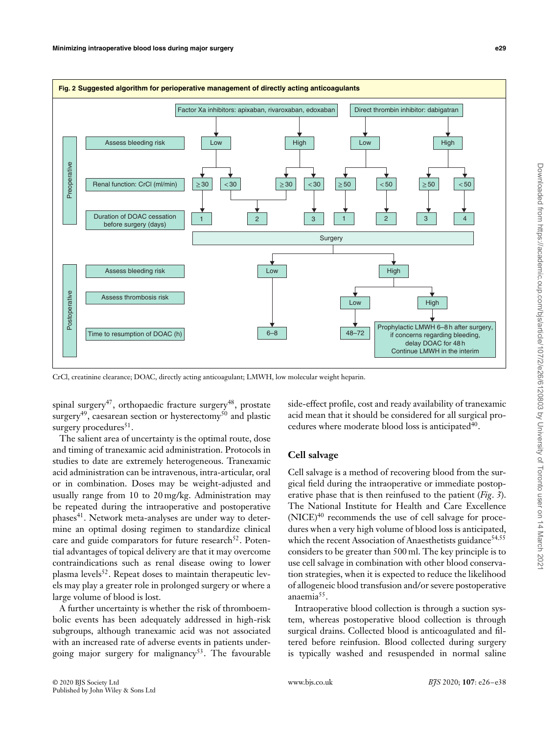**Fig. 2 Suggested algorithm for perioperative management of directly acting anticoagulants**

**Preoperative**

| | Factor Xa inhibitors: apixaban, rivaroxaban, edoxaban | | | | Direct thrombin inhibitor: dabigatran | | | |
|---|---|---|---|---|---|---|---|---|
| Assess bleeding risk | Low | | High | | Low | | High | |
| Renal function: CrCl (ml/min) | ≥30 | <30 | ≥30 | <30 | ≥50 | <50 | ≥50 | <50 |
| Duration of DOAC cessation before surgery (days) | 1 | 2 | 2 | 3 | 1 | 2 | 3 | 4 |

Surgery

**Postoperative**

| Assess bleeding risk | Assess thrombosis risk | Time to resumption of DOAC (h) |
|---|---|---|
| Low | – | 6–8 |
| High | Low | 48–72 |
| High | High | Prophylactic LMWH 6–8 h after surgery, if concerns regarding bleeding, delay DOAC for 48 h. Continue LMWH in the interim |

CrCl, creatinine clearance; DOAC, directly acting anticoagulant; LMWH, low molecular weight heparin.

spinal surgery[47], orthopaedic fracture surgery[48], prostate surgery[49], caesarean section or hysterectomy[50] and plastic surgery procedures[51].

The salient area of uncertainty is the optimal route, dose and timing of tranexamic acid administration. Protocols in studies to date are extremely heterogeneous. Tranexamic acid administration can be intravenous, intra-articular, oral or in combination. Doses may be weight-adjusted and usually range from 10 to 20 mg/kg. Administration may be repeated during the intraoperative and postoperative phases[41]. Network meta-analyses are under way to determine an optimal dosing regimen to standardize clinical care and guide comparators for future research[52]. Potential advantages of topical delivery are that it may overcome contraindications such as renal disease owing to lower plasma levels[52]. Repeat doses to maintain therapeutic levels may play a greater role in prolonged surgery or where a large volume of blood is lost.

A further uncertainty is whether the risk of thromboembolic events has been adequately addressed in high-risk subgroups, although tranexamic acid was not associated with an increased rate of adverse events in patients undergoing major surgery for malignancy[53]. The favourable side-effect profile, cost and ready availability of tranexamic acid mean that it should be considered for all surgical procedures where moderate blood loss is anticipated[40].

## Cell salvage

Cell salvage is a method of recovering blood from the surgical field during the intraoperative or immediate postoperative phase that is then reinfused to the patient (*Fig. 3*). The National Institute for Health and Care Excellence (NICE)[40] recommends the use of cell salvage for procedures when a very high volume of blood loss is anticipated, which the recent Association of Anaesthetists guidance[54,55] considers to be greater than 500 ml. The key principle is to use cell salvage in combination with other blood conservation strategies, when it is expected to reduce the likelihood of allogeneic blood transfusion and/or severe postoperative anaemia[55].

Intraoperative blood collection is through a suction system, whereas postoperative blood collection is through surgical drains. Collected blood is anticoagulated and filtered before reinfusion. Blood collected during surgery is typically washed and resuspended in normal saline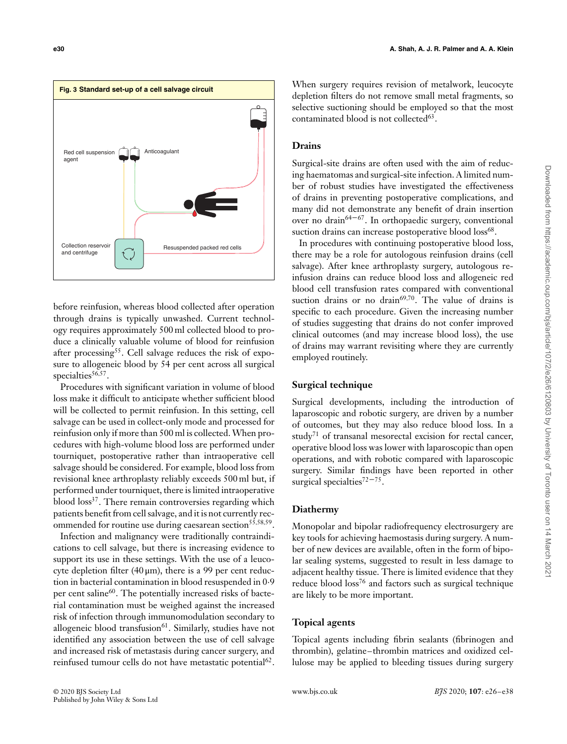**Fig. 3 Standard set-up of a cell salvage circuit**

before reinfusion, whereas blood collected after operation through drains is typically unwashed. Current technology requires approximately 500 ml collected blood to produce a clinically valuable volume of blood for reinfusion after processing[55]. Cell salvage reduces the risk of exposure to allogeneic blood by 54 per cent across all surgical specialties[56,57].

Procedures with significant variation in volume of blood loss make it difficult to anticipate whether sufficient blood will be collected to permit reinfusion. In this setting, cell salvage can be used in collect-only mode and processed for reinfusion only if more than 500 ml is collected. When procedures with high-volume blood loss are performed under tourniquet, postoperative rather than intraoperative cell salvage should be considered. For example, blood loss from revisional knee arthroplasty reliably exceeds 500 ml but, if performed under tourniquet, there is limited intraoperative blood loss[37]. There remain controversies regarding which patients benefit from cell salvage, and it is not currently recommended for routine use during caesarean section[55,58,59].

Infection and malignancy were traditionally contraindications to cell salvage, but there is increasing evidence to support its use in these settings. With the use of a leucocyte depletion filter (40 μm), there is a 99 per cent reduction in bacterial contamination in blood resuspended in 0·9 per cent saline[60]. The potentially increased risks of bacterial contamination must be weighed against the increased risk of infection through immunomodulation secondary to allogeneic blood transfusion[61]. Similarly, studies have not identified any association between the use of cell salvage and increased risk of metastasis during cancer surgery, and reinfused tumour cells do not have metastatic potential[62].

When surgery requires revision of metalwork, leucocyte depletion filters do not remove small metal fragments, so selective suctioning should be employed so that the most contaminated blood is not collected[63].

## Drains

Surgical-site drains are often used with the aim of reducing haematomas and surgical-site infection. A limited number of robust studies have investigated the effectiveness of drains in preventing postoperative complications, and many did not demonstrate any benefit of drain insertion over no drain[64–67]. In orthopaedic surgery, conventional suction drains can increase postoperative blood loss[68].

In procedures with continuing postoperative blood loss, there may be a role for autologous reinfusion drains (cell salvage). After knee arthroplasty surgery, autologous reinfusion drains can reduce blood loss and allogeneic red blood cell transfusion rates compared with conventional suction drains or no drain[69,70]. The value of drains is specific to each procedure. Given the increasing number of studies suggesting that drains do not confer improved clinical outcomes (and may increase blood loss), the use of drains may warrant revisiting where they are currently employed routinely.

## Surgical technique

Surgical developments, including the introduction of laparoscopic and robotic surgery, are driven by a number of outcomes, but they may also reduce blood loss. In a study[71] of transanal mesorectal excision for rectal cancer, operative blood loss was lower with laparoscopic than open operations, and with robotic compared with laparoscopic surgery. Similar findings have been reported in other surgical specialties[72–75].

## Diathermy

Monopolar and bipolar radiofrequency electrosurgery are key tools for achieving haemostasis during surgery. A number of new devices are available, often in the form of bipolar sealing systems, suggested to result in less damage to adjacent healthy tissue. There is limited evidence that they reduce blood loss[76] and factors such as surgical technique are likely to be more important.

## Topical agents

Topical agents including fibrin sealants (fibrinogen and thrombin), gelatine–thrombin matrices and oxidized cellulose may be applied to bleeding tissues during surgery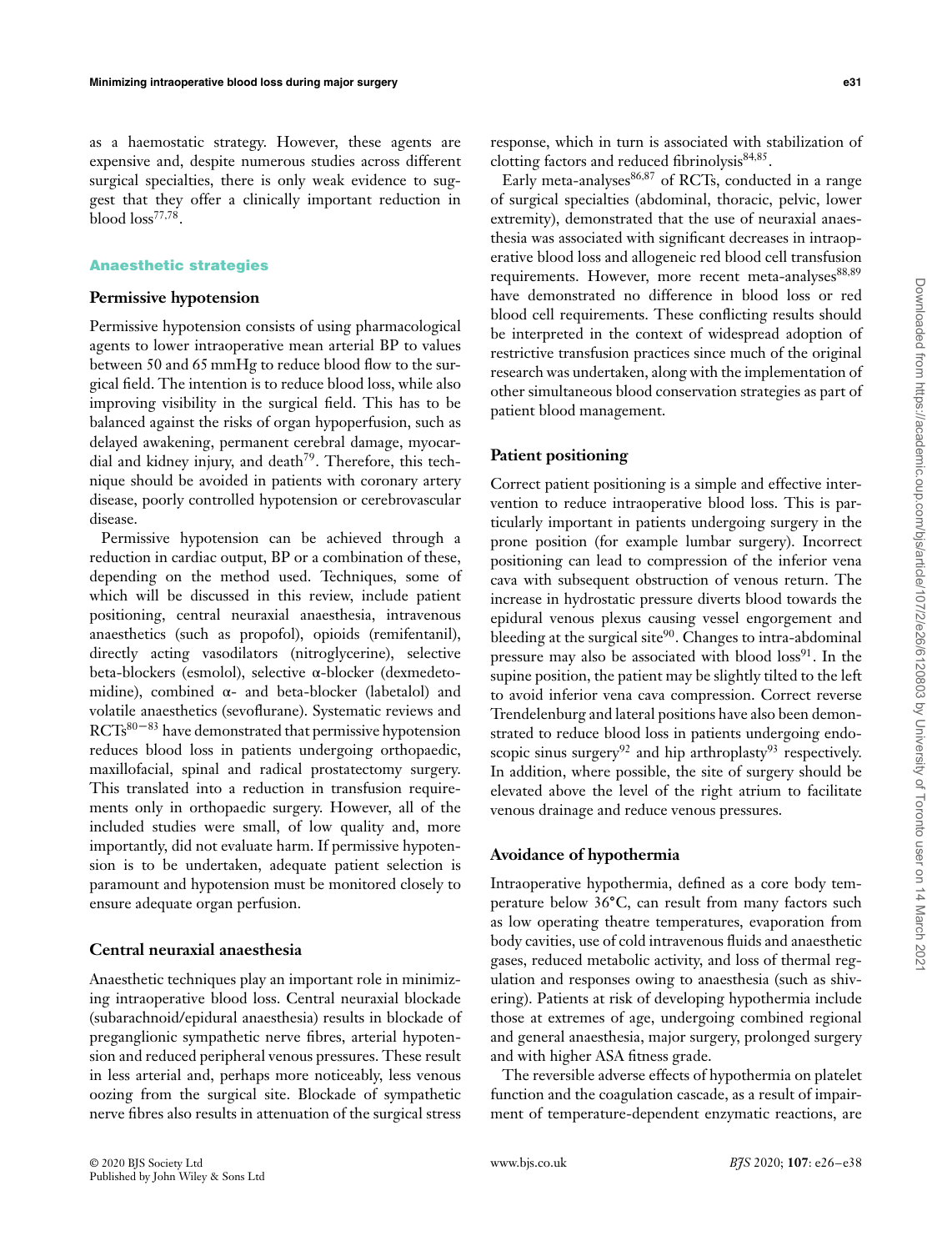as a haemostatic strategy. However, these agents are expensive and, despite numerous studies across different surgical specialties, there is only weak evidence to suggest that they offer a clinically important reduction in blood loss[77,78].

## Anaesthetic strategies

### Permissive hypotension

Permissive hypotension consists of using pharmacological agents to lower intraoperative mean arterial BP to values between 50 and 65 mmHg to reduce blood flow to the surgical field. The intention is to reduce blood loss, while also improving visibility in the surgical field. This has to be balanced against the risks of organ hypoperfusion, such as delayed awakening, permanent cerebral damage, myocardial and kidney injury, and death[79]. Therefore, this technique should be avoided in patients with coronary artery disease, poorly controlled hypotension or cerebrovascular disease.

Permissive hypotension can be achieved through a reduction in cardiac output, BP or a combination of these, depending on the method used. Techniques, some of which will be discussed in this review, include patient positioning, central neuraxial anaesthesia, intravenous anaesthetics (such as propofol), opioids (remifentanil), directly acting vasodilators (nitroglycerine), selective beta-blockers (esmolol), selective α-blocker (dexmedetomidine), combined α- and beta-blocker (labetalol) and volatile anaesthetics (sevoflurane). Systematic reviews and RCTs[80–83] have demonstrated that permissive hypotension reduces blood loss in patients undergoing orthopaedic, maxillofacial, spinal and radical prostatectomy surgery. This translated into a reduction in transfusion requirements only in orthopaedic surgery. However, all of the included studies were small, of low quality and, more importantly, did not evaluate harm. If permissive hypotension is to be undertaken, adequate patient selection is paramount and hypotension must be monitored closely to ensure adequate organ perfusion.

### Central neuraxial anaesthesia

Anaesthetic techniques play an important role in minimizing intraoperative blood loss. Central neuraxial blockade (subarachnoid/epidural anaesthesia) results in blockade of preganglionic sympathetic nerve fibres, arterial hypotension and reduced peripheral venous pressures. These result in less arterial and, perhaps more noticeably, less venous oozing from the surgical site. Blockade of sympathetic nerve fibres also results in attenuation of the surgical stress response, which in turn is associated with stabilization of clotting factors and reduced fibrinolysis[84,85].

Early meta-analyses[86,87] of RCTs, conducted in a range of surgical specialties (abdominal, thoracic, pelvic, lower extremity), demonstrated that the use of neuraxial anaesthesia was associated with significant decreases in intraoperative blood loss and allogeneic red blood cell transfusion requirements. However, more recent meta-analyses[88,89] have demonstrated no difference in blood loss or red blood cell requirements. These conflicting results should be interpreted in the context of widespread adoption of restrictive transfusion practices since much of the original research was undertaken, along with the implementation of other simultaneous blood conservation strategies as part of patient blood management.

### Patient positioning

Correct patient positioning is a simple and effective intervention to reduce intraoperative blood loss. This is particularly important in patients undergoing surgery in the prone position (for example lumbar surgery). Incorrect positioning can lead to compression of the inferior vena cava with subsequent obstruction of venous return. The increase in hydrostatic pressure diverts blood towards the epidural venous plexus causing vessel engorgement and bleeding at the surgical site[90]. Changes to intra-abdominal pressure may also be associated with blood loss[91]. In the supine position, the patient may be slightly tilted to the left to avoid inferior vena cava compression. Correct reverse Trendelenburg and lateral positions have also been demonstrated to reduce blood loss in patients undergoing endoscopic sinus surgery[92] and hip arthroplasty[93] respectively. In addition, where possible, the site of surgery should be elevated above the level of the right atrium to facilitate venous drainage and reduce venous pressures.

### Avoidance of hypothermia

Intraoperative hypothermia, defined as a core body temperature below 36°C, can result from many factors such as low operating theatre temperatures, evaporation from body cavities, use of cold intravenous fluids and anaesthetic gases, reduced metabolic activity, and loss of thermal regulation and responses owing to anaesthesia (such as shivering). Patients at risk of developing hypothermia include those at extremes of age, undergoing combined regional and general anaesthesia, major surgery, prolonged surgery and with higher ASA fitness grade.

The reversible adverse effects of hypothermia on platelet function and the coagulation cascade, as a result of impairment of temperature-dependent enzymatic reactions, are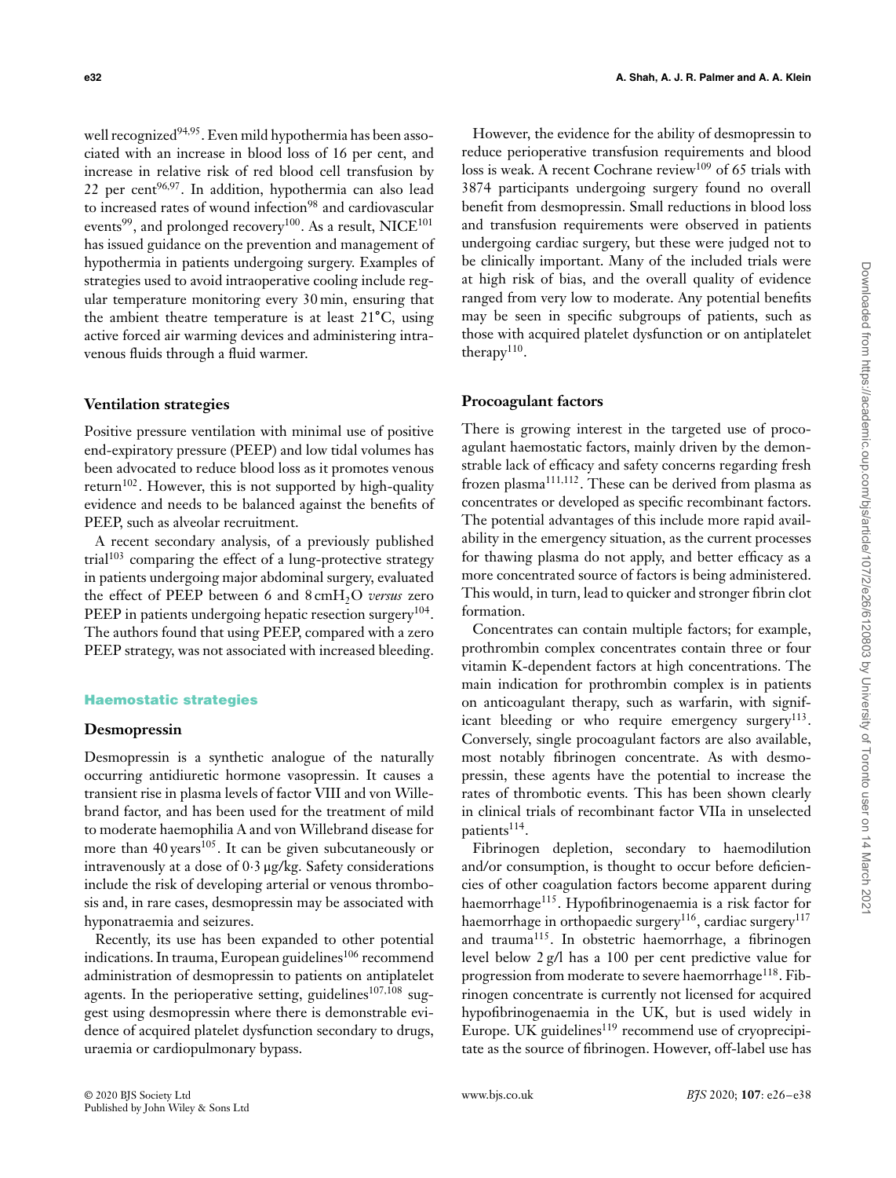well recognized[94,95]. Even mild hypothermia has been associated with an increase in blood loss of 16 per cent, and increase in relative risk of red blood cell transfusion by 22 per cent[96,97]. In addition, hypothermia can also lead to increased rates of wound infection[98] and cardiovascular events[99], and prolonged recovery[100]. As a result, NICE[101] has issued guidance on the prevention and management of hypothermia in patients undergoing surgery. Examples of strategies used to avoid intraoperative cooling include regular temperature monitoring every 30 min, ensuring that the ambient theatre temperature is at least 21°C, using active forced air warming devices and administering intravenous fluids through a fluid warmer.

### Ventilation strategies

Positive pressure ventilation with minimal use of positive end-expiratory pressure (PEEP) and low tidal volumes has been advocated to reduce blood loss as it promotes venous return[102]. However, this is not supported by high-quality evidence and needs to be balanced against the benefits of PEEP, such as alveolar recruitment.

A recent secondary analysis, of a previously published trial[103] comparing the effect of a lung-protective strategy in patients undergoing major abdominal surgery, evaluated the effect of PEEP between 6 and 8 $cmH_2O$ *versus* zero PEEP in patients undergoing hepatic resection surgery[104]. The authors found that using PEEP, compared with a zero PEEP strategy, was not associated with increased bleeding.

## Haemostatic strategies

### Desmopressin

Desmopressin is a synthetic analogue of the naturally occurring antidiuretic hormone vasopressin. It causes a transient rise in plasma levels of factor VIII and von Willebrand factor, and has been used for the treatment of mild to moderate haemophilia A and von Willebrand disease for more than 40 years[105]. It can be given subcutaneously or intravenously at a dose of 0·3 μg/kg. Safety considerations include the risk of developing arterial or venous thrombosis and, in rare cases, desmopressin may be associated with hyponatraemia and seizures.

Recently, its use has been expanded to other potential indications. In trauma, European guidelines[106] recommend administration of desmopressin to patients on antiplatelet agents. In the perioperative setting, guidelines[107,108] suggest using desmopressin where there is demonstrable evidence of acquired platelet dysfunction secondary to drugs, uraemia or cardiopulmonary bypass.

However, the evidence for the ability of desmopressin to reduce perioperative transfusion requirements and blood loss is weak. A recent Cochrane review[109] of 65 trials with 3874 participants undergoing surgery found no overall benefit from desmopressin. Small reductions in blood loss and transfusion requirements were observed in patients undergoing cardiac surgery, but these were judged not to be clinically important. Many of the included trials were at high risk of bias, and the overall quality of evidence ranged from very low to moderate. Any potential benefits may be seen in specific subgroups of patients, such as those with acquired platelet dysfunction or on antiplatelet therapy[110].

### Procoagulant factors

There is growing interest in the targeted use of procoagulant haemostatic factors, mainly driven by the demonstrable lack of efficacy and safety concerns regarding fresh frozen plasma[111,112]. These can be derived from plasma as concentrates or developed as specific recombinant factors. The potential advantages of this include more rapid availability in the emergency situation, as the current processes for thawing plasma do not apply, and better efficacy as a more concentrated source of factors is being administered. This would, in turn, lead to quicker and stronger fibrin clot formation.

Concentrates can contain multiple factors; for example, prothrombin complex concentrates contain three or four vitamin K-dependent factors at high concentrations. The main indication for prothrombin complex is in patients on anticoagulant therapy, such as warfarin, with significant bleeding or who require emergency surgery[113]. Conversely, single procoagulant factors are also available, most notably fibrinogen concentrate. As with desmopressin, these agents have the potential to increase the rates of thrombotic events. This has been shown clearly in clinical trials of recombinant factor VIIa in unselected patients[114].

Fibrinogen depletion, secondary to haemodilution and/or consumption, is thought to occur before deficiencies of other coagulation factors become apparent during haemorrhage[115]. Hypofibrinogenaemia is a risk factor for haemorrhage in orthopaedic surgery[116], cardiac surgery[117] and trauma[115]. In obstetric haemorrhage, a fibrinogen level below 2 g/l has a 100 per cent predictive value for progression from moderate to severe haemorrhage[118]. Fibrinogen concentrate is currently not licensed for acquired hypofibrinogenaemia in the UK, but is used widely in Europe. UK guidelines[119] recommend use of cryoprecipitate as the source of fibrinogen. However, off-label use has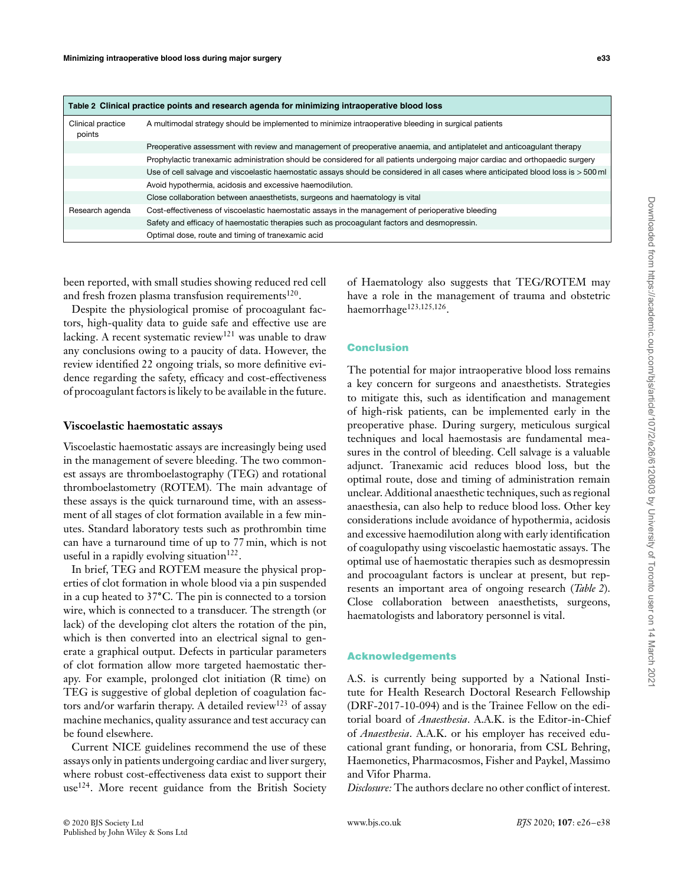**Table 2** Clinical practice points and research agenda for minimizing intraoperative blood loss

| | |
|---|---|
| Clinical practice points | A multimodal strategy should be implemented to minimize intraoperative bleeding in surgical patients |
| | Preoperative assessment with review and management of preoperative anaemia, and antiplatelet and anticoagulant therapy |
| | Prophylactic tranexamic administration should be considered for all patients undergoing major cardiac and orthopaedic surgery |
| | Use of cell salvage and viscoelastic haemostatic assays should be considered in all cases where anticipated blood loss is > 500 ml |
| | Avoid hypothermia, acidosis and excessive haemodilution. |
| | Close collaboration between anaesthetists, surgeons and haematology is vital |
| Research agenda | Cost-effectiveness of viscoelastic haemostatic assays in the management of perioperative bleeding |
| | Safety and efficacy of haemostatic therapies such as procoagulant factors and desmopressin. |
| | Optimal dose, route and timing of tranexamic acid |

been reported, with small studies showing reduced red cell and fresh frozen plasma transfusion requirements[120].

Despite the physiological promise of procoagulant factors, high-quality data to guide safe and effective use are lacking. A recent systematic review[121] was unable to draw any conclusions owing to a paucity of data. However, the review identified 22 ongoing trials, so more definitive evidence regarding the safety, efficacy and cost-effectiveness of procoagulant factors is likely to be available in the future.

### Viscoelastic haemostatic assays

Viscoelastic haemostatic assays are increasingly being used in the management of severe bleeding. The two commonest assays are thromboelastography (TEG) and rotational thromboelastometry (ROTEM). The main advantage of these assays is the quick turnaround time, with an assessment of all stages of clot formation available in a few minutes. Standard laboratory tests such as prothrombin time can have a turnaround time of up to 77 min, which is not useful in a rapidly evolving situation[122].

In brief, TEG and ROTEM measure the physical properties of clot formation in whole blood via a pin suspended in a cup heated to 37°C. The pin is connected to a torsion wire, which is connected to a transducer. The strength (or lack) of the developing clot alters the rotation of the pin, which is then converted into an electrical signal to generate a graphical output. Defects in particular parameters of clot formation allow more targeted haemostatic therapy. For example, prolonged clot initiation (R time) on TEG is suggestive of global depletion of coagulation factors and/or warfarin therapy. A detailed review[123] of assay machine mechanics, quality assurance and test accuracy can be found elsewhere.

Current NICE guidelines recommend the use of these assays only in patients undergoing cardiac and liver surgery, where robust cost-effectiveness data exist to support their use[124]. More recent guidance from the British Society of Haematology also suggests that TEG/ROTEM may have a role in the management of trauma and obstetric haemorrhage[123,125,126].

## Conclusion

The potential for major intraoperative blood loss remains a key concern for surgeons and anaesthetists. Strategies to mitigate this, such as identification and management of high-risk patients, can be implemented early in the preoperative phase. During surgery, meticulous surgical techniques and local haemostasis are fundamental measures in the control of bleeding. Cell salvage is a valuable adjunct. Tranexamic acid reduces blood loss, but the optimal route, dose and timing of administration remain unclear. Additional anaesthetic techniques, such as regional anaesthesia, can also help to reduce blood loss. Other key considerations include avoidance of hypothermia, acidosis and excessive haemodilution along with early identification of coagulopathy using viscoelastic haemostatic assays. The optimal use of haemostatic therapies such as desmopressin and procoagulant factors is unclear at present, but represents an important area of ongoing research (*Table 2*). Close collaboration between anaesthetists, surgeons, haematologists and laboratory personnel is vital.

## Acknowledgements

A.S. is currently being supported by a National Institute for Health Research Doctoral Research Fellowship (DRF-2017-10-094) and is the Trainee Fellow on the editorial board of *Anaesthesia*. A.A.K. is the Editor-in-Chief of *Anaesthesia*. A.A.K. or his employer has received educational grant funding, or honoraria, from CSL Behring, Haemonetics, Pharmacosmos, Fisher and Paykel, Massimo and Vifor Pharma.

*Disclosure:* The authors declare no other conflict of interest.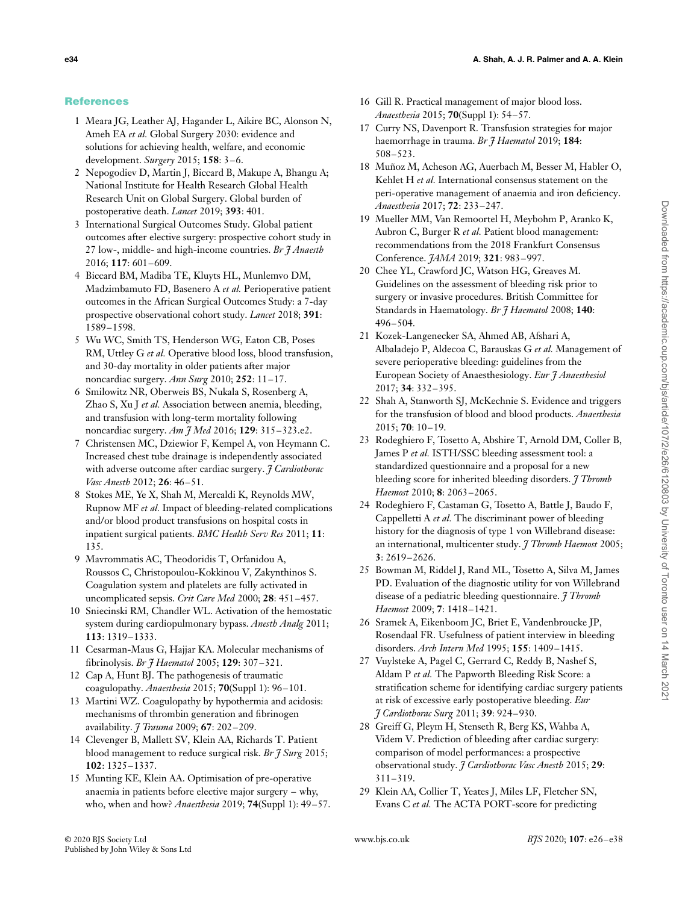## References

1 Meara JG, Leather AJ, Hagander L, Aikire BC, Alonson N, Ameh EA *et al.* Global Surgery 2030: evidence and solutions for achieving health, welfare, and economic development. *Surgery* 2015; **158**: 3–6.

2 Nepogodiev D, Martin J, Biccard B, Makupe A, Bhangu A; National Institute for Health Research Global Health Research Unit on Global Surgery. Global burden of postoperative death. *Lancet* 2019; **393**: 401.

3 International Surgical Outcomes Study. Global patient outcomes after elective surgery: prospective cohort study in 27 low-, middle- and high-income countries. *Br J Anaesth* 2016; **117**: 601–609.

4 Biccard BM, Madiba TE, Kluyts HL, Munlemvo DM, Madzimbamuto FD, Basenero A *et al.* Perioperative patient outcomes in the African Surgical Outcomes Study: a 7-day prospective observational cohort study. *Lancet* 2018; **391**: 1589–1598.

5 Wu WC, Smith TS, Henderson WG, Eaton CB, Poses RM, Uttley G *et al.* Operative blood loss, blood transfusion, and 30-day mortality in older patients after major noncardiac surgery. *Ann Surg* 2010; **252**: 11–17.

6 Smilowitz NR, Oberweis BS, Nukala S, Rosenberg A, Zhao S, Xu J *et al.* Association between anemia, bleeding, and transfusion with long-term mortality following noncardiac surgery. *Am J Med* 2016; **129**: 315–323.e2.

7 Christensen MC, Dziewior F, Kempel A, von Heymann C. Increased chest tube drainage is independently associated with adverse outcome after cardiac surgery. *J Cardiothorac Vasc Anesth* 2012; **26**: 46–51.

8 Stokes ME, Ye X, Shah M, Mercaldi K, Reynolds MW, Rupnow MF *et al.* Impact of bleeding-related complications and/or blood product transfusions on hospital costs in inpatient surgical patients. *BMC Health Serv Res* 2011; **11**: 135.

9 Mavrommatis AC, Theodoridis T, Orfanidou A, Roussos C, Christopoulou-Kokkinou V, Zakynthinos S. Coagulation system and platelets are fully activated in uncomplicated sepsis. *Crit Care Med* 2000; **28**: 451–457.

10 Sniecinski RM, Chandler WL. Activation of the hemostatic system during cardiopulmonary bypass. *Anesth Analg* 2011; **113**: 1319–1333.

11 Cesarman-Maus G, Hajjar KA. Molecular mechanisms of fibrinolysis. *Br J Haematol* 2005; **129**: 307–321.

12 Cap A, Hunt BJ. The pathogenesis of traumatic coagulopathy. *Anaesthesia* 2015; **70**(Suppl 1): 96–101.

13 Martini WZ. Coagulopathy by hypothermia and acidosis: mechanisms of thrombin generation and fibrinogen availability. *J Trauma* 2009; **67**: 202–209.

14 Clevenger B, Mallett SV, Klein AA, Richards T. Patient blood management to reduce surgical risk. *Br J Surg* 2015; **102**: 1325–1337.

15 Munting KE, Klein AA. Optimisation of pre-operative anaemia in patients before elective major surgery – why, who, when and how? *Anaesthesia* 2019; **74**(Suppl 1): 49–57.

16 Gill R. Practical management of major blood loss. *Anaesthesia* 2015; **70**(Suppl 1): 54–57.

17 Curry NS, Davenport R. Transfusion strategies for major haemorrhage in trauma. *Br J Haematol* 2019; **184**: 508–523.

18 Muñoz M, Acheson AG, Auerbach M, Besser M, Habler O, Kehlet H *et al.* International consensus statement on the peri-operative management of anaemia and iron deficiency. *Anaesthesia* 2017; **72**: 233–247.

19 Mueller MM, Van Remoortel H, Meybohm P, Aranko K, Aubron C, Burger R *et al.* Patient blood management: recommendations from the 2018 Frankfurt Consensus Conference. *JAMA* 2019; **321**: 983–997.

20 Chee YL, Crawford JC, Watson HG, Greaves M. Guidelines on the assessment of bleeding risk prior to surgery or invasive procedures. British Committee for Standards in Haematology. *Br J Haematol* 2008; **140**: 496–504.

21 Kozek-Langenecker SA, Ahmed AB, Afshari A, Albaladejo P, Aldecoa C, Barauskas G *et al.* Management of severe perioperative bleeding: guidelines from the European Society of Anaesthesiology. *Eur J Anaesthesiol* 2017; **34**: 332–395.

22 Shah A, Stanworth SJ, McKechnie S. Evidence and triggers for the transfusion of blood and blood products. *Anaesthesia* 2015; **70**: 10–19.

23 Rodeghiero F, Tosetto A, Abshire T, Arnold DM, Coller B, James P *et al.* ISTH/SSC bleeding assessment tool: a standardized questionnaire and a proposal for a new bleeding score for inherited bleeding disorders. *J Thromb Haemost* 2010; **8**: 2063–2065.

24 Rodeghiero F, Castaman G, Tosetto A, Battle J, Baudo F, Cappelletti A *et al.* The discriminant power of bleeding history for the diagnosis of type 1 von Willebrand disease: an international, multicenter study. *J Thromb Haemost* 2005; **3**: 2619–2626.

25 Bowman M, Riddel J, Rand ML, Tosetto A, Silva M, James PD. Evaluation of the diagnostic utility for von Willebrand disease of a pediatric bleeding questionnaire. *J Thromb Haemost* 2009; **7**: 1418–1421.

26 Sramek A, Eikenboom JC, Briet E, Vandenbroucke JP, Rosendaal FR. Usefulness of patient interview in bleeding disorders. *Arch Intern Med* 1995; **155**: 1409–1415.

27 Vuylsteke A, Pagel C, Gerrard C, Reddy B, Nashef S, Aldam P *et al.* The Papworth Bleeding Risk Score: a stratification scheme for identifying cardiac surgery patients at risk of excessive early postoperative bleeding. *Eur J Cardiothorac Surg* 2011; **39**: 924–930.

28 Greiff G, Pleym H, Stenseth R, Berg KS, Wahba A, Videm V. Prediction of bleeding after cardiac surgery: comparison of model performances: a prospective observational study. *J Cardiothorac Vasc Anesth* 2015; **29**: 311–319.

29 Klein AA, Collier T, Yeates J, Miles LF, Fletcher SN, Evans C *et al.* The ACTA PORT-score for predicting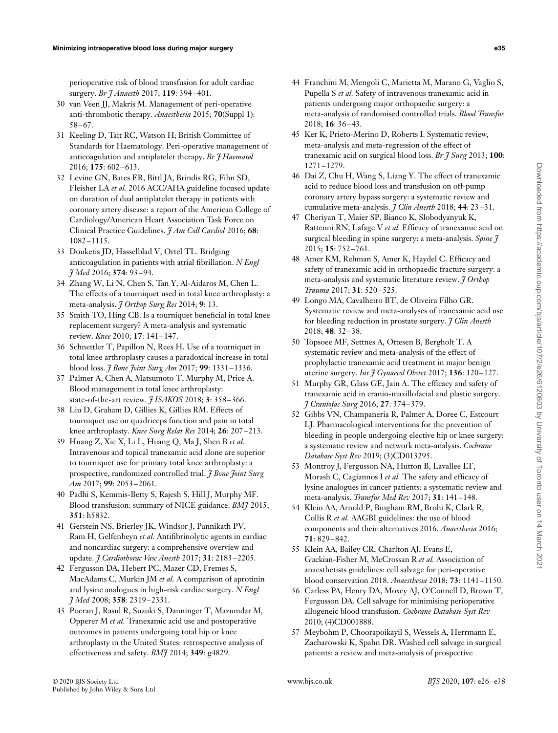perioperative risk of blood transfusion for adult cardiac surgery. *Br J Anaesth* 2017; **119**: 394–401.

30 van Veen JJ, Makris M. Management of peri-operative anti-thrombotic therapy. *Anaesthesia* 2015; **70**(Suppl 1): 58–67.

31 Keeling D, Tait RC, Watson H; British Committee of Standards for Haematology. Peri-operative management of anticoagulation and antiplatelet therapy. *Br J Haematol* 2016; **175**: 602–613.

32 Levine GN, Bates ER, Bittl JA, Brindis RG, Fihn SD, Fleisher LA *et al.* 2016 ACC/AHA guideline focused update on duration of dual antiplatelet therapy in patients with coronary artery disease: a report of the American College of Cardiology/American Heart Association Task Force on Clinical Practice Guidelines. *J Am Coll Cardiol* 2016; **68**: 1082–1115.

33 Douketis JD, Hasselblad V, Ortel TL. Bridging anticoagulation in patients with atrial fibrillation. *N Engl J Med* 2016; **374**: 93–94.

34 Zhang W, Li N, Chen S, Tan Y, Al-Aidaros M, Chen L. The effects of a tourniquet used in total knee arthroplasty: a meta-analysis. *J Orthop Surg Res* 2014; **9**: 13.

35 Smith TO, Hing CB. Is a tourniquet beneficial in total knee replacement surgery? A meta-analysis and systematic review. *Knee* 2010; **17**: 141–147.

36 Schnettler T, Papillon N, Rees H. Use of a tourniquet in total knee arthroplasty causes a paradoxical increase in total blood loss. *J Bone Joint Surg Am* 2017; **99**: 1331–1336.

37 Palmer A, Chen A, Matsumoto T, Murphy M, Price A. Blood management in total knee arthroplasty: state-of-the-art review. *J ISAKOS* 2018; **3**: 358–366.

38 Liu D, Graham D, Gillies K, Gillies RM. Effects of tourniquet use on quadriceps function and pain in total knee arthroplasty. *Knee Surg Relat Res* 2014; **26**: 207–213.

39 Huang Z, Xie X, Li L, Huang Q, Ma J, Shen B *et al.* Intravenous and topical tranexamic acid alone are superior to tourniquet use for primary total knee arthroplasty: a prospective, randomized controlled trial. *J Bone Joint Surg Am* 2017; **99**: 2053–2061.

40 Padhi S, Kemmis-Betty S, Rajesh S, Hill J, Murphy MF. Blood transfusion: summary of NICE guidance. *BMJ* 2015; **351**: h5832.

41 Gerstein NS, Brierley JK, Windsor J, Panikath PV, Ram H, Gelfenbeyn *et al.* Antifibrinolytic agents in cardiac and noncardiac surgery: a comprehensive overview and update. *J Cardiothorac Vasc Anesth* 2017; **31**: 2183–2205.

42 Fergusson DA, Hebert PC, Mazer CD, Fremes S, MacAdams C, Murkin JM *et al.* A comparison of aprotinin and lysine analogues in high-risk cardiac surgery. *N Engl J Med* 2008; **358**: 2319–2331.

43 Poeran J, Rasul R, Suzuki S, Danninger T, Mazumdar M, Opperer M *et al.* Tranexamic acid use and postoperative outcomes in patients undergoing total hip or knee arthroplasty in the United States: retrospective analysis of effectiveness and safety. *BMJ* 2014; **349**: g4829.

44 Franchini M, Mengoli C, Marietta M, Marano G, Vaglio S, Pupella S *et al.* Safety of intravenous tranexamic acid in patients undergoing major orthopaedic surgery: a meta-analysis of randomised controlled trials. *Blood Transfus* 2018; **16**: 36–43.

45 Ker K, Prieto-Merino D, Roberts I. Systematic review, meta-analysis and meta-regression of the effect of tranexamic acid on surgical blood loss. *Br J Surg* 2013; **100**: 1271–1279.

46 Dai Z, Chu H, Wang S, Liang Y. The effect of tranexamic acid to reduce blood loss and transfusion on off-pump coronary artery bypass surgery: a systematic review and cumulative meta-analysis. *J Clin Anesth* 2018; **44**: 23–31.

47 Cheriyan T, Maier SP, Bianco K, Slobodyanyuk K, Rattenni RN, Lafage V *et al.* Efficacy of tranexamic acid on surgical bleeding in spine surgery: a meta-analysis. *Spine J* 2015; **15**: 752–761.

48 Amer KM, Rehman S, Amer K, Haydel C. Efficacy and safety of tranexamic acid in orthopaedic fracture surgery: a meta-analysis and systematic literature review. *J Orthop Trauma* 2017; **31**: 520–525.

49 Longo MA, Cavalheiro BT, de Oliveira Filho GR. Systematic review and meta-analyses of tranexamic acid use for bleeding reduction in prostate surgery. *J Clin Anesth* 2018; **48**: 32–38.

50 Topsoee MF, Settnes A, Ottesen B, Bergholt T. A systematic review and meta-analysis of the effect of prophylactic tranexamic acid treatment in major benign uterine surgery. *Int J Gynaecol Obstet* 2017; **136**: 120–127.

51 Murphy GR, Glass GE, Jain A. The efficacy and safety of tranexamic acid in cranio-maxillofacial and plastic surgery. *J Craniofac Surg* 2016; **27**: 374–379.

52 Gibbs VN, Champaneria R, Palmer A, Doree C, Estcourt LJ. Pharmacological interventions for the prevention of bleeding in people undergoing elective hip or knee surgery: a systematic review and network meta-analysis. *Cochrane Database Syst Rev* 2019; (3)CD013295.

53 Montroy J, Fergusson NA, Hutton B, Lavallee LT, Morash C, Cagiannos I *et al.* The safety and efficacy of lysine analogues in cancer patients: a systematic review and meta-analysis. *Transfus Med Rev* 2017; **31**: 141–148.

54 Klein AA, Arnold P, Bingham RM, Brohi K, Clark R, Collis R *et al.* AAGBI guidelines: the use of blood components and their alternatives 2016. *Anaesthesia* 2016; **71**: 829–842.

55 Klein AA, Bailey CR, Charlton AJ, Evans E, Guckian-Fisher M, McCrossan R *et al.* Association of anaesthetists guidelines: cell salvage for peri-operative blood conservation 2018. *Anaesthesia* 2018; **73**: 1141–1150.

56 Carless PA, Henry DA, Moxey AJ, O'Connell D, Brown T, Fergusson DA. Cell salvage for minimising perioperative allogeneic blood transfusion. *Cochrane Database Syst Rev* 2010; (4)CD001888.

57 Meybohm P, Choorapoikayil S, Wessels A, Herrmann E, Zacharowski K, Spahn DR. Washed cell salvage in surgical patients: a review and meta-analysis of prospective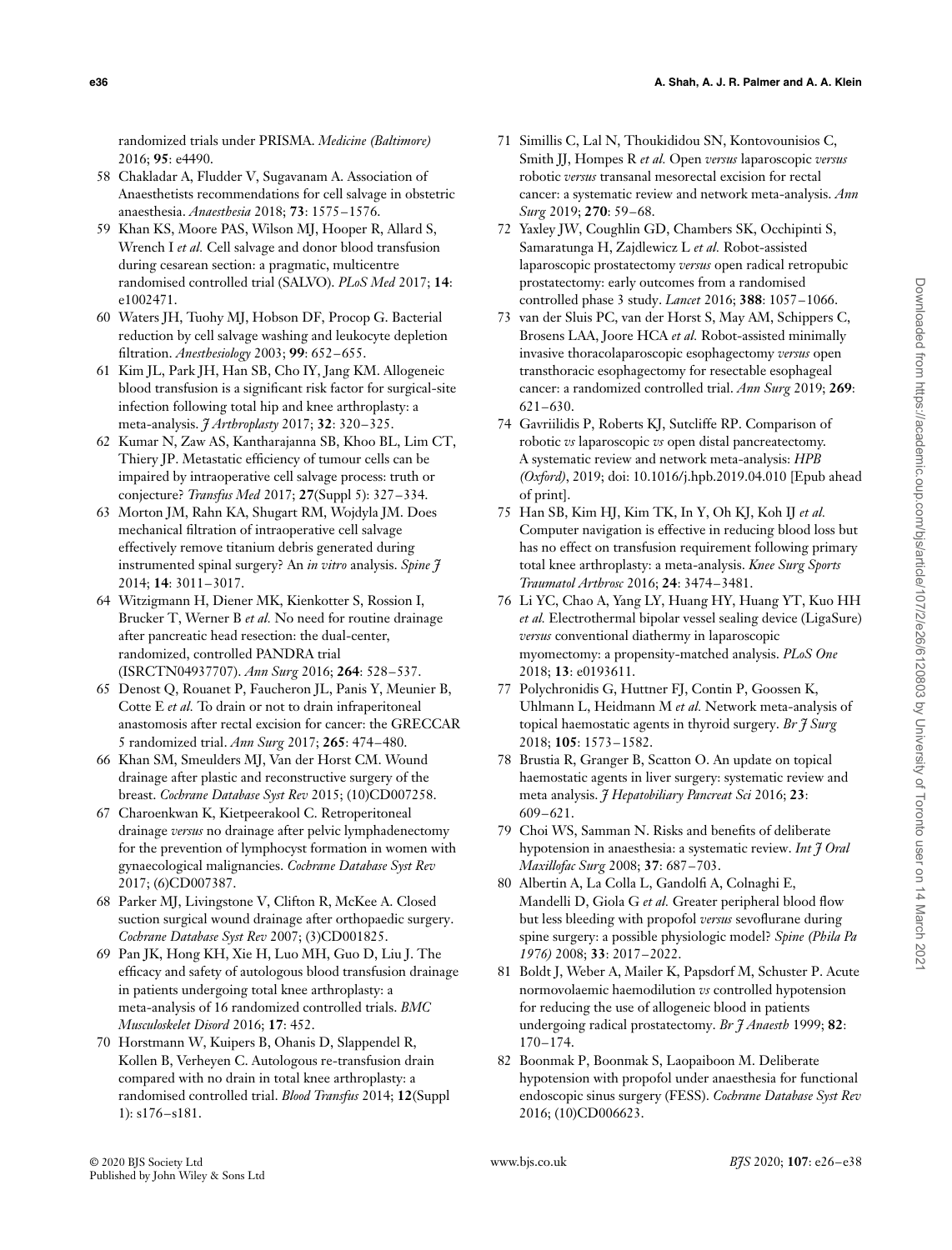randomized trials under PRISMA. *Medicine (Baltimore)* 2016; **95**: e4490.

58 Chakladar A, Fludder V, Sugavanam A. Association of Anaesthetists recommendations for cell salvage in obstetric anaesthesia. *Anaesthesia* 2018; **73**: 1575–1576.

59 Khan KS, Moore PAS, Wilson MJ, Hooper R, Allard S, Wrench I *et al.* Cell salvage and donor blood transfusion during cesarean section: a pragmatic, multicentre randomised controlled trial (SALVO). *PLoS Med* 2017; **14**: e1002471.

60 Waters JH, Tuohy MJ, Hobson DF, Procop G. Bacterial reduction by cell salvage washing and leukocyte depletion filtration. *Anesthesiology* 2003; **99**: 652–655.

61 Kim JL, Park JH, Han SB, Cho IY, Jang KM. Allogeneic blood transfusion is a significant risk factor for surgical-site infection following total hip and knee arthroplasty: a meta-analysis. *J Arthroplasty* 2017; **32**: 320–325.

62 Kumar N, Zaw AS, Kantharajanna SB, Khoo BL, Lim CT, Thiery JP. Metastatic efficiency of tumour cells can be impaired by intraoperative cell salvage process: truth or conjecture? *Transfus Med* 2017; **27**(Suppl 5): 327–334.

63 Morton JM, Rahn KA, Shugart RM, Wojdyla JM. Does mechanical filtration of intraoperative cell salvage effectively remove titanium debris generated during instrumented spinal surgery? An *in vitro* analysis. *Spine J* 2014; **14**: 3011–3017.

64 Witzigmann H, Diener MK, Kienkotter S, Rossion I, Brucker T, Werner B *et al.* No need for routine drainage after pancreatic head resection: the dual-center, randomized, controlled PANDRA trial (ISRCTN04937707). *Ann Surg* 2016; **264**: 528–537.

65 Denost Q, Rouanet P, Faucheron JL, Panis Y, Meunier B, Cotte E *et al.* To drain or not to drain infraperitoneal anastomosis after rectal excision for cancer: the GRECCAR 5 randomized trial. *Ann Surg* 2017; **265**: 474–480.

66 Khan SM, Smeulders MJ, Van der Horst CM. Wound drainage after plastic and reconstructive surgery of the breast. *Cochrane Database Syst Rev* 2015; (10)CD007258.

67 Charoenkwan K, Kietpeerakool C. Retroperitoneal drainage *versus* no drainage after pelvic lymphadenectomy for the prevention of lymphocyst formation in women with gynaecological malignancies. *Cochrane Database Syst Rev* 2017; (6)CD007387.

68 Parker MJ, Livingstone V, Clifton R, McKee A. Closed suction surgical wound drainage after orthopaedic surgery. *Cochrane Database Syst Rev* 2007; (3)CD001825.

69 Pan JK, Hong KH, Xie H, Luo MH, Guo D, Liu J. The efficacy and safety of autologous blood transfusion drainage in patients undergoing total knee arthroplasty: a meta-analysis of 16 randomized controlled trials. *BMC Musculoskelet Disord* 2016; **17**: 452.

70 Horstmann W, Kuipers B, Ohanis D, Slappendel R, Kollen B, Verheyen C. Autologous re-transfusion drain compared with no drain in total knee arthroplasty: a randomised controlled trial. *Blood Transfus* 2014; **12**(Suppl 1): s176–s181.

71 Simillis C, Lal N, Thoukididou SN, Kontovounisios C, Smith JJ, Hompes R *et al.* Open *versus* laparoscopic *versus* robotic *versus* transanal mesorectal excision for rectal cancer: a systematic review and network meta-analysis. *Ann Surg* 2019; **270**: 59–68.

72 Yaxley JW, Coughlin GD, Chambers SK, Occhipinti S, Samaratunga H, Zajdlewicz L *et al.* Robot-assisted laparoscopic prostatectomy *versus* open radical retropubic prostatectomy: early outcomes from a randomised controlled phase 3 study. *Lancet* 2016; **388**: 1057–1066.

73 van der Sluis PC, van der Horst S, May AM, Schippers C, Brosens LAA, Joore HCA *et al.* Robot-assisted minimally invasive thoracolaparoscopic esophagectomy *versus* open transthoracic esophagectomy for resectable esophageal cancer: a randomized controlled trial. *Ann Surg* 2019; **269**: 621–630.

74 Gavriilidis P, Roberts KJ, Sutcliffe RP. Comparison of robotic *vs* laparoscopic *vs* open distal pancreatectomy. A systematic review and network meta-analysis: *HPB (Oxford)*, 2019; doi: 10.1016/j.hpb.2019.04.010 [Epub ahead of print].

75 Han SB, Kim HJ, Kim TK, In Y, Oh KJ, Koh IJ *et al.* Computer navigation is effective in reducing blood loss but has no effect on transfusion requirement following primary total knee arthroplasty: a meta-analysis. *Knee Surg Sports Traumatol Arthrosc* 2016; **24**: 3474–3481.

76 Li YC, Chao A, Yang LY, Huang HY, Huang YT, Kuo HH *et al.* Electrothermal bipolar vessel sealing device (LigaSure) *versus* conventional diathermy in laparoscopic myomectomy: a propensity-matched analysis. *PLoS One* 2018; **13**: e0193611.

77 Polychronidis G, Huttner FJ, Contin P, Goossen K, Uhlmann L, Heidmann M *et al.* Network meta-analysis of topical haemostatic agents in thyroid surgery. *Br J Surg* 2018; **105**: 1573–1582.

78 Brustia R, Granger B, Scatton O. An update on topical haemostatic agents in liver surgery: systematic review and meta analysis. *J Hepatobiliary Pancreat Sci* 2016; **23**: 609–621.

79 Choi WS, Samman N. Risks and benefits of deliberate hypotension in anaesthesia: a systematic review. *Int J Oral Maxillofac Surg* 2008; **37**: 687–703.

80 Albertin A, La Colla L, Gandolfi A, Colnaghi E, Mandelli D, Giola G *et al.* Greater peripheral blood flow but less bleeding with propofol *versus* sevoflurane during spine surgery: a possible physiologic model? *Spine (Phila Pa 1976)* 2008; **33**: 2017–2022.

81 Boldt J, Weber A, Mailer K, Papsdorf M, Schuster P. Acute normovolaemic haemodilution *vs* controlled hypotension for reducing the use of allogeneic blood in patients undergoing radical prostatectomy. *Br J Anaesth* 1999; **82**: 170–174.

82 Boonmak P, Boonmak S, Laopaiboon M. Deliberate hypotension with propofol under anaesthesia for functional endoscopic sinus surgery (FESS). *Cochrane Database Syst Rev* 2016; (10)CD006623.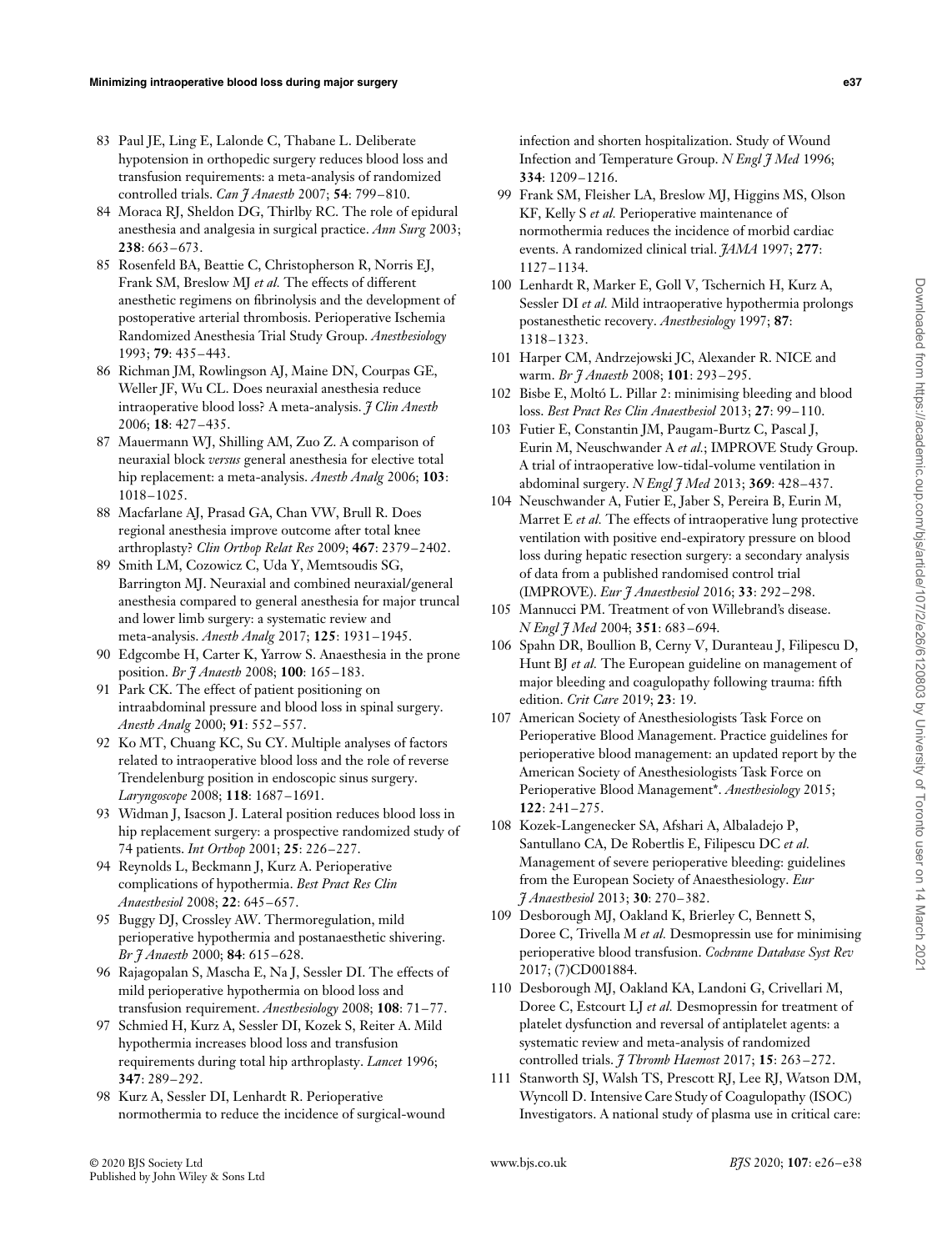83 Paul JE, Ling E, Lalonde C, Thabane L. Deliberate hypotension in orthopedic surgery reduces blood loss and transfusion requirements: a meta-analysis of randomized controlled trials. *Can J Anaesth* 2007; **54**: 799–810.

84 Moraca RJ, Sheldon DG, Thirlby RC. The role of epidural anesthesia and analgesia in surgical practice. *Ann Surg* 2003; **238**: 663–673.

85 Rosenfeld BA, Beattie C, Christopherson R, Norris EJ, Frank SM, Breslow MJ *et al.* The effects of different anesthetic regimens on fibrinolysis and the development of postoperative arterial thrombosis. Perioperative Ischemia Randomized Anesthesia Trial Study Group. *Anesthesiology* 1993; **79**: 435–443.

86 Richman JM, Rowlingson AJ, Maine DN, Courpas GE, Weller JF, Wu CL. Does neuraxial anesthesia reduce intraoperative blood loss? A meta-analysis. *J Clin Anesth* 2006; **18**: 427–435.

87 Mauermann WJ, Shilling AM, Zuo Z. A comparison of neuraxial block *versus* general anesthesia for elective total hip replacement: a meta-analysis. *Anesth Analg* 2006; **103**: 1018–1025.

88 Macfarlane AJ, Prasad GA, Chan VW, Brull R. Does regional anesthesia improve outcome after total knee arthroplasty? *Clin Orthop Relat Res* 2009; **467**: 2379–2402.

89 Smith LM, Cozowicz C, Uda Y, Memtsoudis SG, Barrington MJ. Neuraxial and combined neuraxial/general anesthesia compared to general anesthesia for major truncal and lower limb surgery: a systematic review and meta-analysis. *Anesth Analg* 2017; **125**: 1931–1945.

90 Edgcombe H, Carter K, Yarrow S. Anaesthesia in the prone position. *Br J Anaesth* 2008; **100**: 165–183.

91 Park CK. The effect of patient positioning on intraabdominal pressure and blood loss in spinal surgery. *Anesth Analg* 2000; **91**: 552–557.

92 Ko MT, Chuang KC, Su CY. Multiple analyses of factors related to intraoperative blood loss and the role of reverse Trendelenburg position in endoscopic sinus surgery. *Laryngoscope* 2008; **118**: 1687–1691.

93 Widman J, Isacson J. Lateral position reduces blood loss in hip replacement surgery: a prospective randomized study of 74 patients. *Int Orthop* 2001; **25**: 226–227.

94 Reynolds L, Beckmann J, Kurz A. Perioperative complications of hypothermia. *Best Pract Res Clin Anaesthesiol* 2008; **22**: 645–657.

95 Buggy DJ, Crossley AW. Thermoregulation, mild perioperative hypothermia and postanaesthetic shivering. *Br J Anaesth* 2000; **84**: 615–628.

96 Rajagopalan S, Mascha E, Na J, Sessler DI. The effects of mild perioperative hypothermia on blood loss and transfusion requirement. *Anesthesiology* 2008; **108**: 71–77.

97 Schmied H, Kurz A, Sessler DI, Kozek S, Reiter A. Mild hypothermia increases blood loss and transfusion requirements during total hip arthroplasty. *Lancet* 1996; **347**: 289–292.

98 Kurz A, Sessler DI, Lenhardt R. Perioperative normothermia to reduce the incidence of surgical-wound infection and shorten hospitalization. Study of Wound Infection and Temperature Group. *N Engl J Med* 1996; **334**: 1209–1216.

99 Frank SM, Fleisher LA, Breslow MJ, Higgins MS, Olson KF, Kelly S *et al.* Perioperative maintenance of normothermia reduces the incidence of morbid cardiac events. A randomized clinical trial. *JAMA* 1997; **277**: 1127–1134.

100 Lenhardt R, Marker E, Goll V, Tschernich H, Kurz A, Sessler DI *et al.* Mild intraoperative hypothermia prolongs postanesthetic recovery. *Anesthesiology* 1997; **87**: 1318–1323.

101 Harper CM, Andrzejowski JC, Alexander R. NICE and warm. *Br J Anaesth* 2008; **101**: 293–295.

102 Bisbe E, Moltó L. Pillar 2: minimising bleeding and blood loss. *Best Pract Res Clin Anaesthesiol* 2013; **27**: 99–110.

103 Futier E, Constantin JM, Paugam-Burtz C, Pascal J, Eurin M, Neuschwander A *et al.*; IMPROVE Study Group. A trial of intraoperative low-tidal-volume ventilation in abdominal surgery. *N Engl J Med* 2013; **369**: 428–437.

104 Neuschwander A, Futier E, Jaber S, Pereira B, Eurin M, Marret E *et al.* The effects of intraoperative lung protective ventilation with positive end-expiratory pressure on blood loss during hepatic resection surgery: a secondary analysis of data from a published randomised control trial (IMPROVE). *Eur J Anaesthesiol* 2016; **33**: 292–298.

105 Mannucci PM. Treatment of von Willebrand's disease. *N Engl J Med* 2004; **351**: 683–694.

106 Spahn DR, Boullion B, Cerny V, Duranteau J, Filipescu D, Hunt BJ *et al.* The European guideline on management of major bleeding and coagulopathy following trauma: fifth edition. *Crit Care* 2019; **23**: 19.

107 American Society of Anesthesiologists Task Force on Perioperative Blood Management. Practice guidelines for perioperative blood management: an updated report by the American Society of Anesthesiologists Task Force on Perioperative Blood Management*. *Anesthesiology* 2015; **122**: 241–275.

108 Kozek-Langenecker SA, Afshari A, Albaladejo P, Santullano CA, De Robertlis E, Filipescu DC *et al.* Management of severe perioperative bleeding: guidelines from the European Society of Anaesthesiology. *Eur J Anaesthesiol* 2013; **30**: 270–382.

109 Desborough MJ, Oakland K, Brierley C, Bennett S, Doree C, Trivella M *et al.* Desmopressin use for minimising perioperative blood transfusion. *Cochrane Database Syst Rev* 2017; (7)CD001884.

110 Desborough MJ, Oakland KA, Landoni G, Crivellari M, Doree C, Estcourt LJ *et al.* Desmopressin for treatment of platelet dysfunction and reversal of antiplatelet agents: a systematic review and meta-analysis of randomized controlled trials. *J Thromb Haemost* 2017; **15**: 263–272.

111 Stanworth SJ, Walsh TS, Prescott RJ, Lee RJ, Watson DM, Wyncoll D. Intensive Care Study of Coagulopathy (ISOC) Investigators. A national study of plasma use in critical care: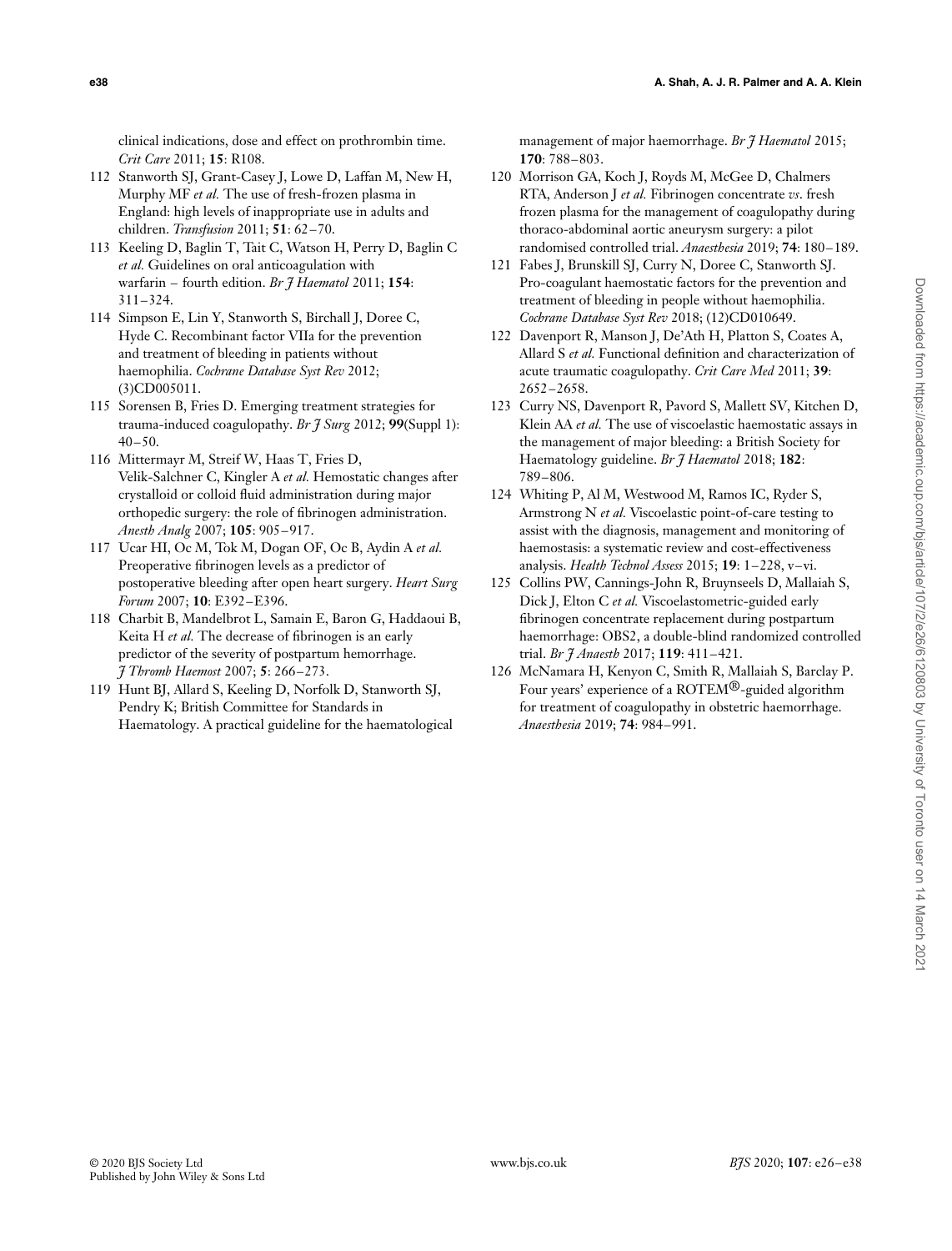clinical indications, dose and effect on prothrombin time. *Crit Care* 2011; **15**: R108.

112 Stanworth SJ, Grant-Casey J, Lowe D, Laffan M, New H, Murphy MF *et al.* The use of fresh-frozen plasma in England: high levels of inappropriate use in adults and children. *Transfusion* 2011; **51**: 62–70.

113 Keeling D, Baglin T, Tait C, Watson H, Perry D, Baglin C *et al.* Guidelines on oral anticoagulation with warfarin – fourth edition. *Br J Haematol* 2011; **154**: 311–324.

114 Simpson E, Lin Y, Stanworth S, Birchall J, Doree C, Hyde C. Recombinant factor VIIa for the prevention and treatment of bleeding in patients without haemophilia. *Cochrane Database Syst Rev* 2012; (3)CD005011.

115 Sorensen B, Fries D. Emerging treatment strategies for trauma-induced coagulopathy. *Br J Surg* 2012; **99**(Suppl 1): 40–50.

116 Mittermayr M, Streif W, Haas T, Fries D, Velik-Salchner C, Kingler A *et al.* Hemostatic changes after crystalloid or colloid fluid administration during major orthopedic surgery: the role of fibrinogen administration. *Anesth Analg* 2007; **105**: 905–917.

117 Ucar HI, Oc M, Tok M, Dogan OF, Oc B, Aydin A *et al.* Preoperative fibrinogen levels as a predictor of postoperative bleeding after open heart surgery. *Heart Surg Forum* 2007; **10**: E392–E396.

118 Charbit B, Mandelbrot L, Samain E, Baron G, Haddaoui B, Keita H *et al.* The decrease of fibrinogen is an early predictor of the severity of postpartum hemorrhage. *J Thromb Haemost* 2007; **5**: 266–273.

119 Hunt BJ, Allard S, Keeling D, Norfolk D, Stanworth SJ, Pendry K; British Committee for Standards in Haematology. A practical guideline for the haematological management of major haemorrhage. *Br J Haematol* 2015; **170**: 788–803.

120 Morrison GA, Koch J, Royds M, McGee D, Chalmers RTA, Anderson J *et al.* Fibrinogen concentrate *vs*. fresh frozen plasma for the management of coagulopathy during thoraco-abdominal aortic aneurysm surgery: a pilot randomised controlled trial. *Anaesthesia* 2019; **74**: 180–189.

121 Fabes J, Brunskill SJ, Curry N, Doree C, Stanworth SJ. Pro-coagulant haemostatic factors for the prevention and treatment of bleeding in people without haemophilia. *Cochrane Database Syst Rev* 2018; (12)CD010649.

122 Davenport R, Manson J, De'Ath H, Platton S, Coates A, Allard S *et al.* Functional definition and characterization of acute traumatic coagulopathy. *Crit Care Med* 2011; **39**: 2652–2658.

123 Curry NS, Davenport R, Pavord S, Mallett SV, Kitchen D, Klein AA *et al.* The use of viscoelastic haemostatic assays in the management of major bleeding: a British Society for Haematology guideline. *Br J Haematol* 2018; **182**: 789–806.

124 Whiting P, Al M, Westwood M, Ramos IC, Ryder S, Armstrong N *et al.* Viscoelastic point-of-care testing to assist with the diagnosis, management and monitoring of haemostasis: a systematic review and cost-effectiveness analysis. *Health Technol Assess* 2015; **19**: 1–228, v–vi.

125 Collins PW, Cannings-John R, Bruynseels D, Mallaiah S, Dick J, Elton C *et al.* Viscoelastometric-guided early fibrinogen concentrate replacement during postpartum haemorrhage: OBS2, a double-blind randomized controlled trial. *Br J Anaesth* 2017; **119**: 411–421.

126 McNamara H, Kenyon C, Smith R, Mallaiah S, Barclay P. Four years' experience of a ROTEM®-guided algorithm for treatment of coagulopathy in obstetric haemorrhage. *Anaesthesia* 2019; **74**: 984–991.